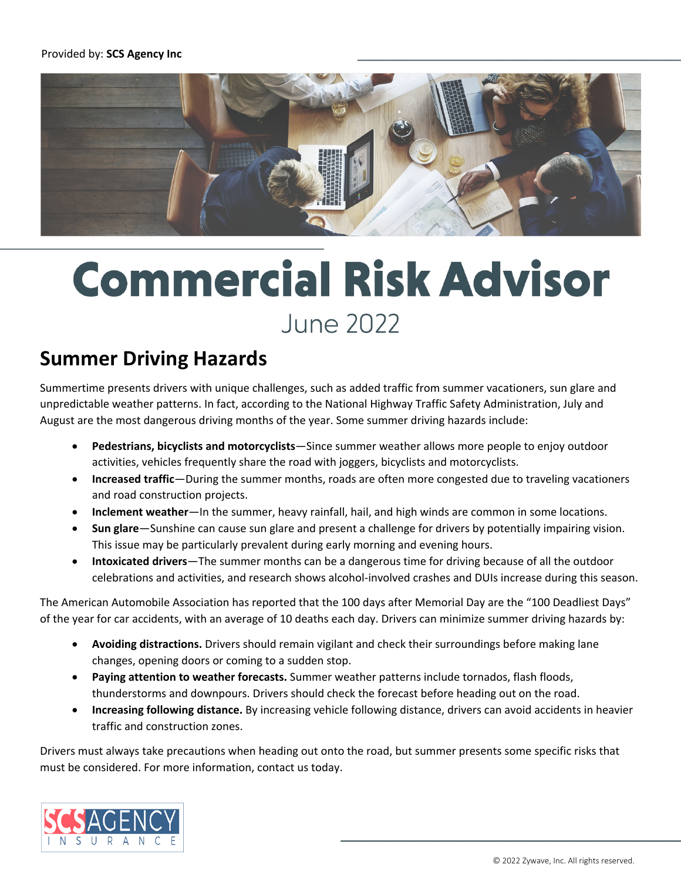Provided by: **SCS Agency Inc**

# Commercial Risk Advisor

June 2022

## Summer Driving Hazards

Summertime presents drivers with unique challenges, such as added traffic from summer vacationers, sun glare and unpredictable weather patterns. In fact, according to the National Highway Traffic Safety Administration, July and August are the most dangerous driving months of the year. Some summer driving hazards include:

- **Pedestrians, bicyclists and motorcyclists**—Since summer weather allows more people to enjoy outdoor activities, vehicles frequently share the road with joggers, bicyclists and motorcyclists.
- **Increased traffic**—During the summer months, roads are often more congested due to traveling vacationers and road construction projects.
- **Inclement weather**—In the summer, heavy rainfall, hail, and high winds are common in some locations.
- **Sun glare**—Sunshine can cause sun glare and present a challenge for drivers by potentially impairing vision. This issue may be particularly prevalent during early morning and evening hours.
- **Intoxicated drivers**—The summer months can be a dangerous time for driving because of all the outdoor celebrations and activities, and research shows alcohol-involved crashes and DUIs increase during this season.

The American Automobile Association has reported that the 100 days after Memorial Day are the "100 Deadliest Days" of the year for car accidents, with an average of 10 deaths each day. Drivers can minimize summer driving hazards by:

- **Avoiding distractions.** Drivers should remain vigilant and check their surroundings before making lane changes, opening doors or coming to a sudden stop.
- **Paying attention to weather forecasts.** Summer weather patterns include tornados, flash floods, thunderstorms and downpours. Drivers should check the forecast before heading out on the road.
- **Increasing following distance.** By increasing vehicle following distance, drivers can avoid accidents in heavier traffic and construction zones.

Drivers must always take precautions when heading out onto the road, but summer presents some specific risks that must be considered. For more information, contact us today.

© 2022 Zywave, Inc. All rights reserved.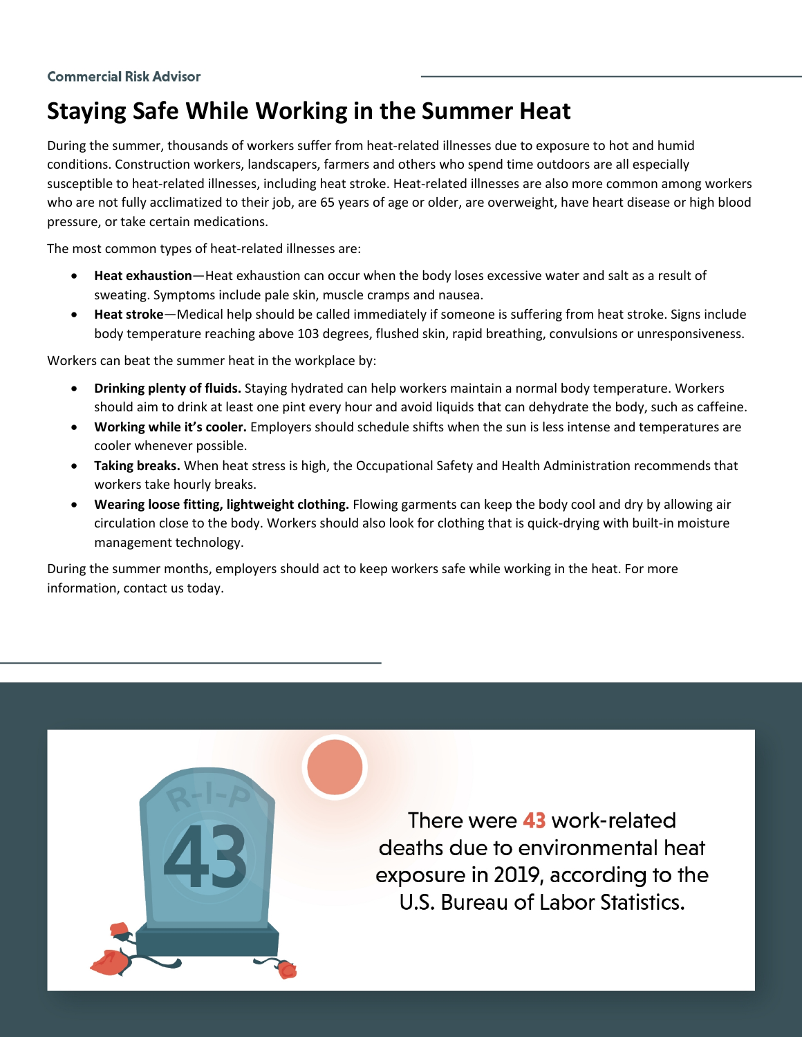Commercial Risk Advisor

# Staying Safe While Working in the Summer Heat

During the summer, thousands of workers suffer from heat-related illnesses due to exposure to hot and humid conditions. Construction workers, landscapers, farmers and others who spend time outdoors are all especially susceptible to heat-related illnesses, including heat stroke. Heat-related illnesses are also more common among workers who are not fully acclimatized to their job, are 65 years of age or older, are overweight, have heart disease or high blood pressure, or take certain medications.

The most common types of heat-related illnesses are:

- **Heat exhaustion**—Heat exhaustion can occur when the body loses excessive water and salt as a result of sweating. Symptoms include pale skin, muscle cramps and nausea.
- **Heat stroke**—Medical help should be called immediately if someone is suffering from heat stroke. Signs include body temperature reaching above 103 degrees, flushed skin, rapid breathing, convulsions or unresponsiveness.

Workers can beat the summer heat in the workplace by:

- **Drinking plenty of fluids.** Staying hydrated can help workers maintain a normal body temperature. Workers should aim to drink at least one pint every hour and avoid liquids that can dehydrate the body, such as caffeine.
- **Working while it's cooler.** Employers should schedule shifts when the sun is less intense and temperatures are cooler whenever possible.
- **Taking breaks.** When heat stress is high, the Occupational Safety and Health Administration recommends that workers take hourly breaks.
- **Wearing loose fitting, lightweight clothing.** Flowing garments can keep the body cool and dry by allowing air circulation close to the body. Workers should also look for clothing that is quick-drying with built-in moisture management technology.

During the summer months, employers should act to keep workers safe while working in the heat. For more information, contact us today.

R-I-P

43

There were **43** work-related deaths due to environmental heat exposure in 2019, according to the U.S. Bureau of Labor Statistics.